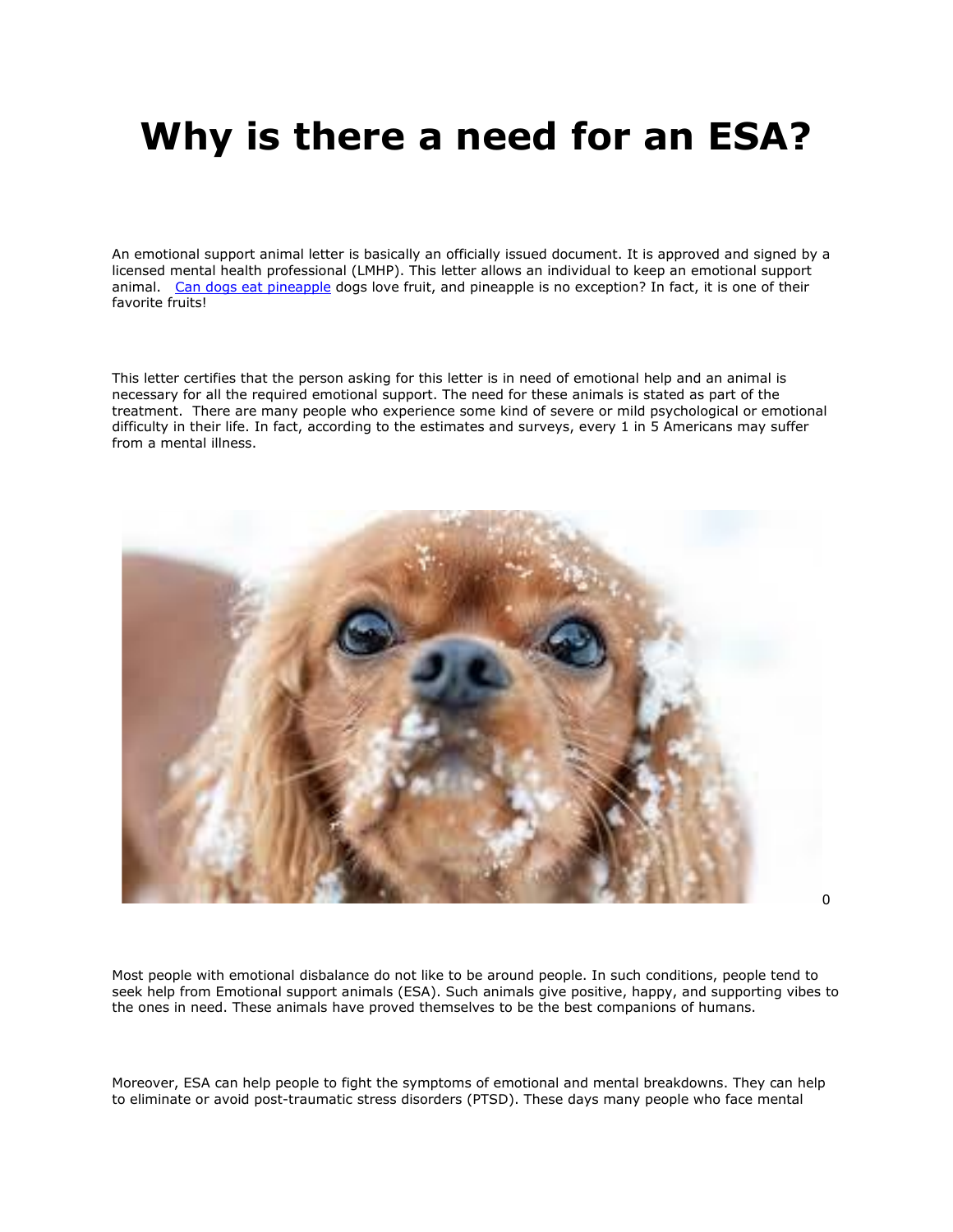# Why is there a need for an ESA?

An emotional support animal letter is basically an officially issued document. It is approved and signed by a licensed mental health professional (LMHP). This letter allows an individual to keep an emotional support animal. [Can dogs eat pineapple](#) dogs love fruit, and pineapple is no exception? In fact, it is one of their favorite fruits!

This letter certifies that the person asking for this letter is in need of emotional help and an animal is necessary for all the required emotional support. The need for these animals is stated as part of the treatment. There are many people who experience some kind of severe or mild psychological or emotional difficulty in their life. In fact, according to the estimates and surveys, every 1 in 5 Americans may suffer from a mental illness.

0

Most people with emotional disbalance do not like to be around people. In such conditions, people tend to seek help from Emotional support animals (ESA). Such animals give positive, happy, and supporting vibes to the ones in need. These animals have proved themselves to be the best companions of humans.

Moreover, ESA can help people to fight the symptoms of emotional and mental breakdowns. They can help to eliminate or avoid post-traumatic stress disorders (PTSD). These days many people who face mental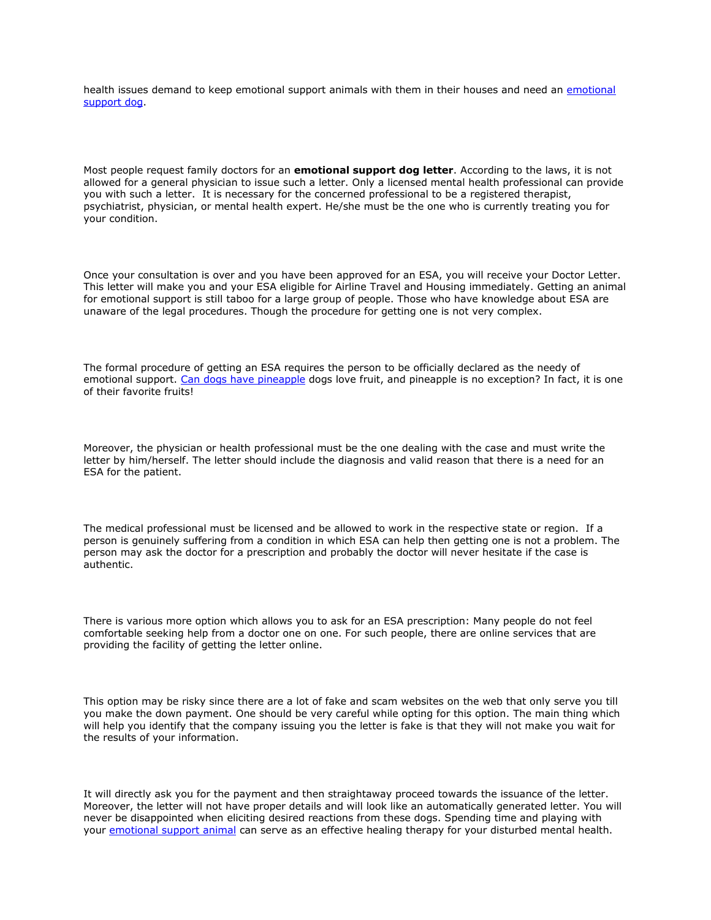health issues demand to keep emotional support animals with them in their houses and need an [emotional support dog](#).

Most people request family doctors for an **emotional support dog letter**. According to the laws, it is not allowed for a general physician to issue such a letter. Only a licensed mental health professional can provide you with such a letter.  It is necessary for the concerned professional to be a registered therapist, psychiatrist, physician, or mental health expert. He/she must be the one who is currently treating you for your condition.

Once your consultation is over and you have been approved for an ESA, you will receive your Doctor Letter. This letter will make you and your ESA eligible for Airline Travel and Housing immediately. Getting an animal for emotional support is still taboo for a large group of people. Those who have knowledge about ESA are unaware of the legal procedures. Though the procedure for getting one is not very complex.

The formal procedure of getting an ESA requires the person to be officially declared as the needy of emotional support. [Can dogs have pineapple](#) dogs love fruit, and pineapple is no exception? In fact, it is one of their favorite fruits!

Moreover, the physician or health professional must be the one dealing with the case and must write the letter by him/herself. The letter should include the diagnosis and valid reason that there is a need for an ESA for the patient.

The medical professional must be licensed and be allowed to work in the respective state or region.  If a person is genuinely suffering from a condition in which ESA can help then getting one is not a problem. The person may ask the doctor for a prescription and probably the doctor will never hesitate if the case is authentic.

There is various more option which allows you to ask for an ESA prescription: Many people do not feel comfortable seeking help from a doctor one on one. For such people, there are online services that are providing the facility of getting the letter online.

This option may be risky since there are a lot of fake and scam websites on the web that only serve you till you make the down payment. One should be very careful while opting for this option. The main thing which will help you identify that the company issuing you the letter is fake is that they will not make you wait for the results of your information.

It will directly ask you for the payment and then straightaway proceed towards the issuance of the letter. Moreover, the letter will not have proper details and will look like an automatically generated letter. You will never be disappointed when eliciting desired reactions from these dogs. Spending time and playing with your [emotional support animal](#) can serve as an effective healing therapy for your disturbed mental health.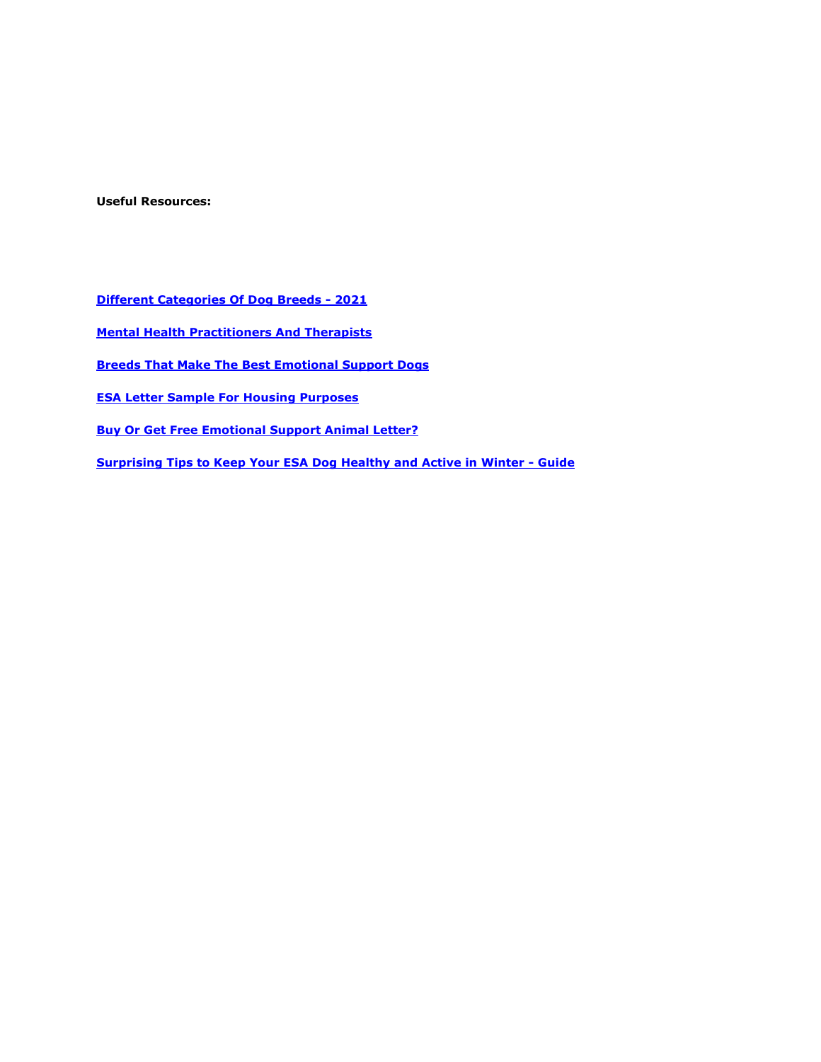**Useful Resources:**

**Different Categories Of Dog Breeds - 2021**

**Mental Health Practitioners And Therapists**

**Breeds That Make The Best Emotional Support Dogs**

**ESA Letter Sample For Housing Purposes**

**Buy Or Get Free Emotional Support Animal Letter?**

**Surprising Tips to Keep Your ESA Dog Healthy and Active in Winter - Guide**